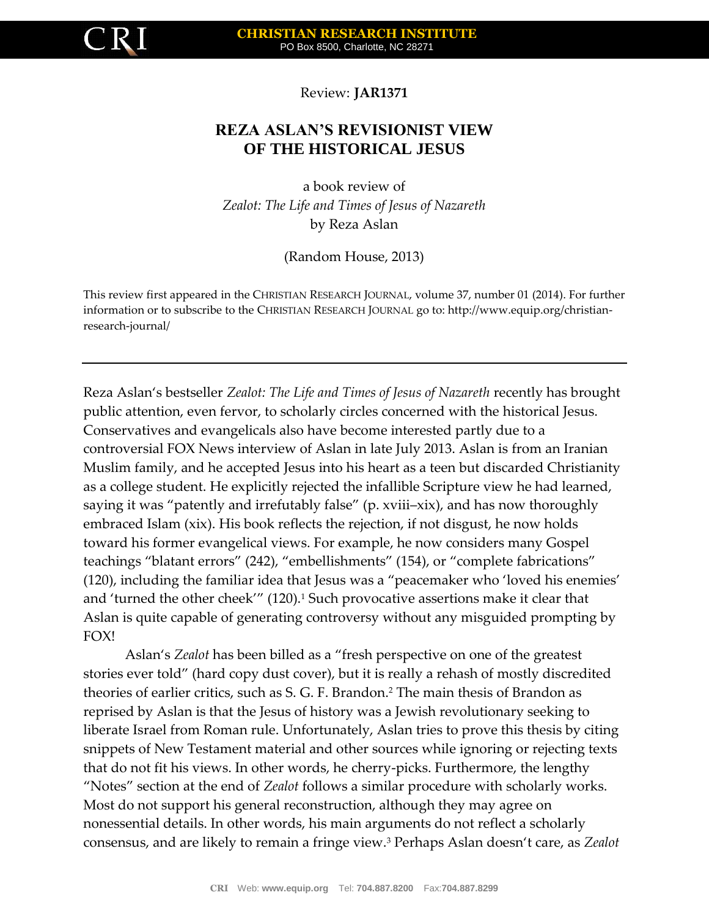Review: **JAR1371**

# REZA ASLAN'S REVISIONIST VIEW OF THE HISTORICAL JESUS

a book review of
*Zealot: The Life and Times of Jesus of Nazareth*
by Reza Aslan

(Random House, 2013)

This review first appeared in the CHRISTIAN RESEARCH JOURNAL, volume 37, number 01 (2014). For further information or to subscribe to the CHRISTIAN RESEARCH JOURNAL go to: http://www.equip.org/christian-research-journal/

---

Reza Aslan's bestseller *Zealot: The Life and Times of Jesus of Nazareth* recently has brought public attention, even fervor, to scholarly circles concerned with the historical Jesus. Conservatives and evangelicals also have become interested partly due to a controversial FOX News interview of Aslan in late July 2013. Aslan is from an Iranian Muslim family, and he accepted Jesus into his heart as a teen but discarded Christianity as a college student. He explicitly rejected the infallible Scripture view he had learned, saying it was "patently and irrefutably false" (p. xviii–xix), and has now thoroughly embraced Islam (xix). His book reflects the rejection, if not disgust, he now holds toward his former evangelical views. For example, he now considers many Gospel teachings "blatant errors" (242), "embellishments" (154), or "complete fabrications" (120), including the familiar idea that Jesus was a "peacemaker who 'loved his enemies' and 'turned the other cheek'" (120).[1] Such provocative assertions make it clear that Aslan is quite capable of generating controversy without any misguided prompting by FOX!

Aslan's *Zealot* has been billed as a "fresh perspective on one of the greatest stories ever told" (hard copy dust cover), but it is really a rehash of mostly discredited theories of earlier critics, such as S. G. F. Brandon.[2] The main thesis of Brandon as reprised by Aslan is that the Jesus of history was a Jewish revolutionary seeking to liberate Israel from Roman rule. Unfortunately, Aslan tries to prove this thesis by citing snippets of New Testament material and other sources while ignoring or rejecting texts that do not fit his views. In other words, he cherry-picks. Furthermore, the lengthy "Notes" section at the end of *Zealot* follows a similar procedure with scholarly works. Most do not support his general reconstruction, although they may agree on nonessential details. In other words, his main arguments do not reflect a scholarly consensus, and are likely to remain a fringe view.[3] Perhaps Aslan doesn't care, as *Zealot*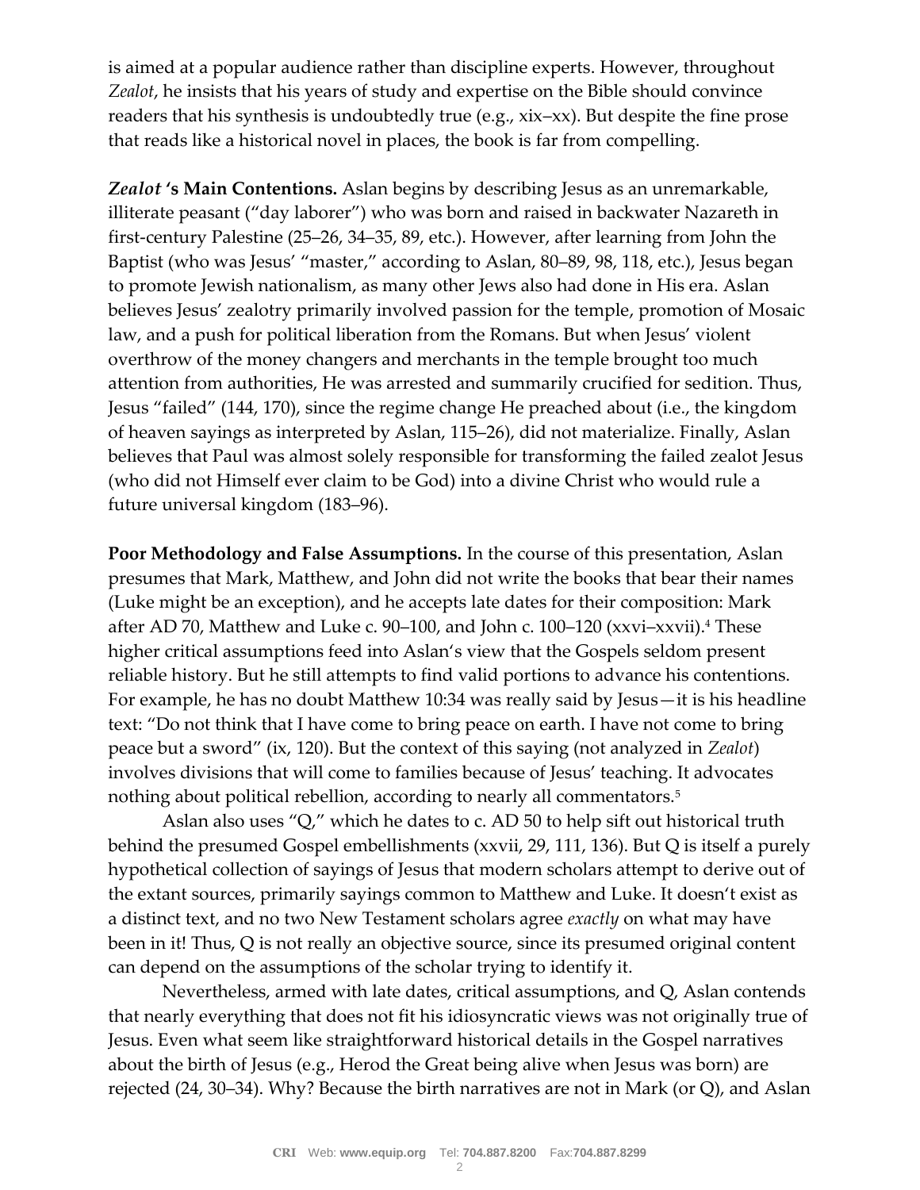is aimed at a popular audience rather than discipline experts. However, throughout *Zealot*, he insists that his years of study and expertise on the Bible should convince readers that his synthesis is undoubtedly true (e.g., xix–xx). But despite the fine prose that reads like a historical novel in places, the book is far from compelling.

***Zealot* 's Main Contentions.** Aslan begins by describing Jesus as an unremarkable, illiterate peasant ("day laborer") who was born and raised in backwater Nazareth in first-century Palestine (25–26, 34–35, 89, etc.). However, after learning from John the Baptist (who was Jesus' "master," according to Aslan, 80–89, 98, 118, etc.), Jesus began to promote Jewish nationalism, as many other Jews also had done in His era. Aslan believes Jesus' zealotry primarily involved passion for the temple, promotion of Mosaic law, and a push for political liberation from the Romans. But when Jesus' violent overthrow of the money changers and merchants in the temple brought too much attention from authorities, He was arrested and summarily crucified for sedition. Thus, Jesus "failed" (144, 170), since the regime change He preached about (i.e., the kingdom of heaven sayings as interpreted by Aslan, 115–26), did not materialize. Finally, Aslan believes that Paul was almost solely responsible for transforming the failed zealot Jesus (who did not Himself ever claim to be God) into a divine Christ who would rule a future universal kingdom (183–96).

**Poor Methodology and False Assumptions.** In the course of this presentation, Aslan presumes that Mark, Matthew, and John did not write the books that bear their names (Luke might be an exception), and he accepts late dates for their composition: Mark after AD 70, Matthew and Luke c. 90–100, and John c. 100–120 (xxvi–xxvii).[4] These higher critical assumptions feed into Aslan's view that the Gospels seldom present reliable history. But he still attempts to find valid portions to advance his contentions. For example, he has no doubt Matthew 10:34 was really said by Jesus—it is his headline text: "Do not think that I have come to bring peace on earth. I have not come to bring peace but a sword" (ix, 120). But the context of this saying (not analyzed in *Zealot*) involves divisions that will come to families because of Jesus' teaching. It advocates nothing about political rebellion, according to nearly all commentators.[5]

Aslan also uses "Q," which he dates to c. AD 50 to help sift out historical truth behind the presumed Gospel embellishments (xxvii, 29, 111, 136). But Q is itself a purely hypothetical collection of sayings of Jesus that modern scholars attempt to derive out of the extant sources, primarily sayings common to Matthew and Luke. It doesn't exist as a distinct text, and no two New Testament scholars agree *exactly* on what may have been in it! Thus, Q is not really an objective source, since its presumed original content can depend on the assumptions of the scholar trying to identify it.

Nevertheless, armed with late dates, critical assumptions, and Q, Aslan contends that nearly everything that does not fit his idiosyncratic views was not originally true of Jesus. Even what seem like straightforward historical details in the Gospel narratives about the birth of Jesus (e.g., Herod the Great being alive when Jesus was born) are rejected (24, 30–34). Why? Because the birth narratives are not in Mark (or Q), and Aslan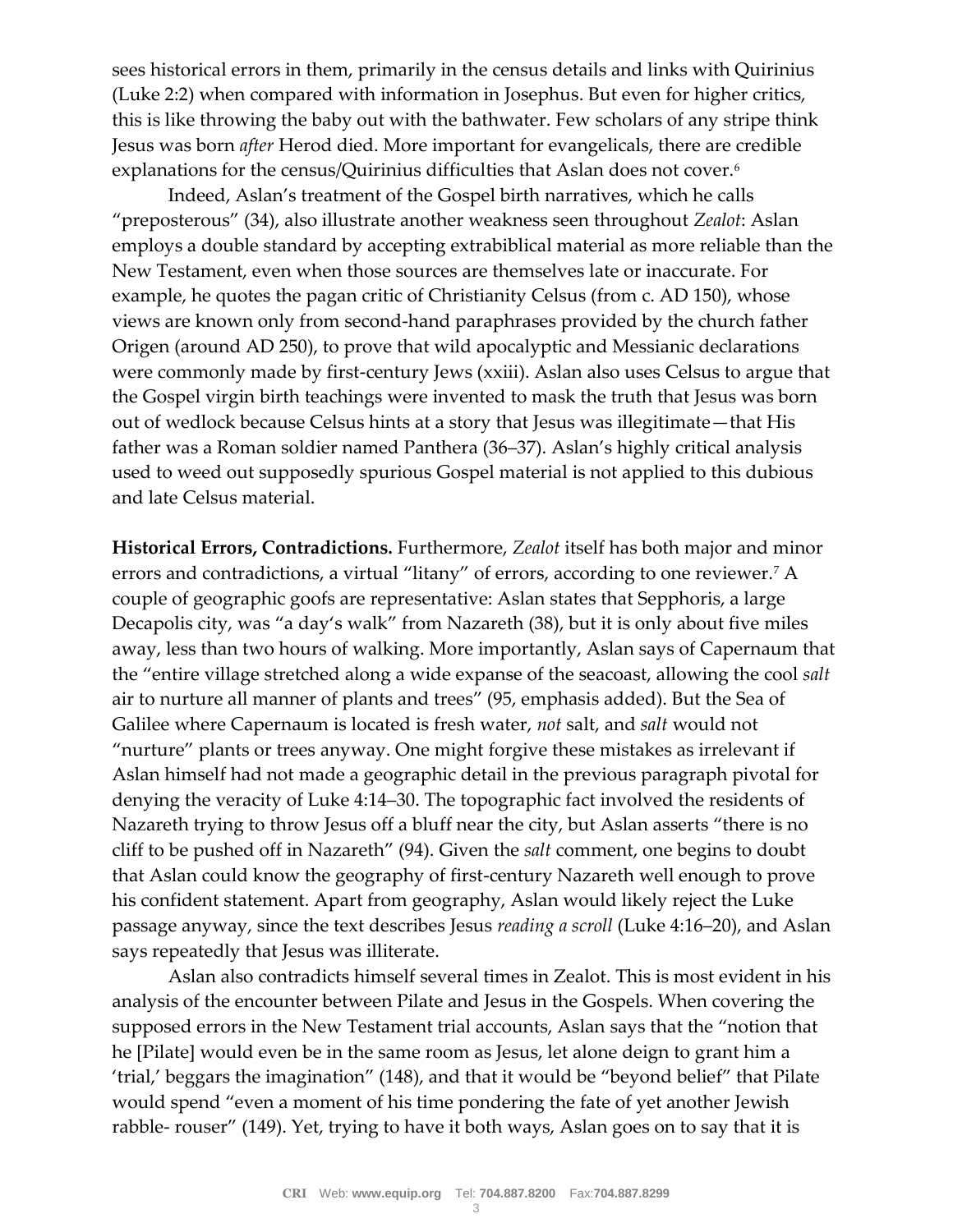sees historical errors in them, primarily in the census details and links with Quirinius (Luke 2:2) when compared with information in Josephus. But even for higher critics, this is like throwing the baby out with the bathwater. Few scholars of any stripe think Jesus was born *after* Herod died. More important for evangelicals, there are credible explanations for the census/Quirinius difficulties that Aslan does not cover.[6]

Indeed, Aslan's treatment of the Gospel birth narratives, which he calls "preposterous" (34), also illustrate another weakness seen throughout *Zealot*: Aslan employs a double standard by accepting extrabiblical material as more reliable than the New Testament, even when those sources are themselves late or inaccurate. For example, he quotes the pagan critic of Christianity Celsus (from c. AD 150), whose views are known only from second-hand paraphrases provided by the church father Origen (around AD 250), to prove that wild apocalyptic and Messianic declarations were commonly made by first-century Jews (xxiii). Aslan also uses Celsus to argue that the Gospel virgin birth teachings were invented to mask the truth that Jesus was born out of wedlock because Celsus hints at a story that Jesus was illegitimate—that His father was a Roman soldier named Panthera (36–37). Aslan's highly critical analysis used to weed out supposedly spurious Gospel material is not applied to this dubious and late Celsus material.

**Historical Errors, Contradictions.** Furthermore, *Zealot* itself has both major and minor errors and contradictions, a virtual "litany" of errors, according to one reviewer.[7] A couple of geographic goofs are representative: Aslan states that Sepphoris, a large Decapolis city, was "a day's walk" from Nazareth (38), but it is only about five miles away, less than two hours of walking. More importantly, Aslan says of Capernaum that the "entire village stretched along a wide expanse of the seacoast, allowing the cool *salt* air to nurture all manner of plants and trees" (95, emphasis added). But the Sea of Galilee where Capernaum is located is fresh water, *not* salt, and *salt* would not "nurture" plants or trees anyway. One might forgive these mistakes as irrelevant if Aslan himself had not made a geographic detail in the previous paragraph pivotal for denying the veracity of Luke 4:14–30. The topographic fact involved the residents of Nazareth trying to throw Jesus off a bluff near the city, but Aslan asserts "there is no cliff to be pushed off in Nazareth" (94). Given the *salt* comment, one begins to doubt that Aslan could know the geography of first-century Nazareth well enough to prove his confident statement. Apart from geography, Aslan would likely reject the Luke passage anyway, since the text describes Jesus *reading a scroll* (Luke 4:16–20), and Aslan says repeatedly that Jesus was illiterate.

Aslan also contradicts himself several times in Zealot. This is most evident in his analysis of the encounter between Pilate and Jesus in the Gospels. When covering the supposed errors in the New Testament trial accounts, Aslan says that the "notion that he [Pilate] would even be in the same room as Jesus, let alone deign to grant him a 'trial,' beggars the imagination" (148), and that it would be "beyond belief" that Pilate would spend "even a moment of his time pondering the fate of yet another Jewish rabble- rouser" (149). Yet, trying to have it both ways, Aslan goes on to say that it is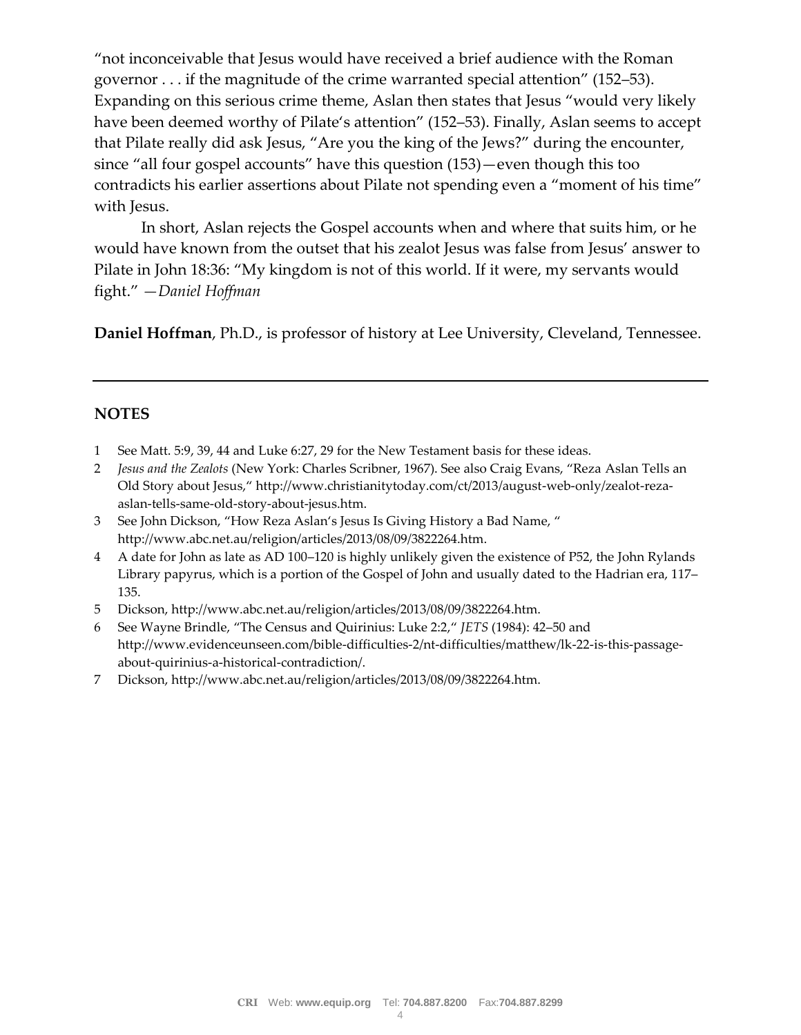"not inconceivable that Jesus would have received a brief audience with the Roman governor . . . if the magnitude of the crime warranted special attention" (152–53). Expanding on this serious crime theme, Aslan then states that Jesus "would very likely have been deemed worthy of Pilate's attention" (152–53). Finally, Aslan seems to accept that Pilate really did ask Jesus, "Are you the king of the Jews?" during the encounter, since "all four gospel accounts" have this question (153)—even though this too contradicts his earlier assertions about Pilate not spending even a "moment of his time" with Jesus.

In short, Aslan rejects the Gospel accounts when and where that suits him, or he would have known from the outset that his zealot Jesus was false from Jesus' answer to Pilate in John 18:36: "My kingdom is not of this world. If it were, my servants would fight." —*Daniel Hoffman*

**Daniel Hoffman**, Ph.D., is professor of history at Lee University, Cleveland, Tennessee.

---

## NOTES

1 See Matt. 5:9, 39, 44 and Luke 6:27, 29 for the New Testament basis for these ideas.

2 *Jesus and the Zealots* (New York: Charles Scribner, 1967). See also Craig Evans, "Reza Aslan Tells an Old Story about Jesus," http://www.christianitytoday.com/ct/2013/august-web-only/zealot-reza-aslan-tells-same-old-story-about-jesus.htm.

3 See John Dickson, "How Reza Aslan's Jesus Is Giving History a Bad Name, " http://www.abc.net.au/religion/articles/2013/08/09/3822264.htm.

4 A date for John as late as AD 100–120 is highly unlikely given the existence of P52, the John Rylands Library papyrus, which is a portion of the Gospel of John and usually dated to the Hadrian era, 117–135.

5 Dickson, http://www.abc.net.au/religion/articles/2013/08/09/3822264.htm.

6 See Wayne Brindle, "The Census and Quirinius: Luke 2:2," *JETS* (1984): 42–50 and http://www.evidenceunseen.com/bible-difficulties-2/nt-difficulties/matthew/lk-22-is-this-passage-about-quirinius-a-historical-contradiction/.

7 Dickson, http://www.abc.net.au/religion/articles/2013/08/09/3822264.htm.